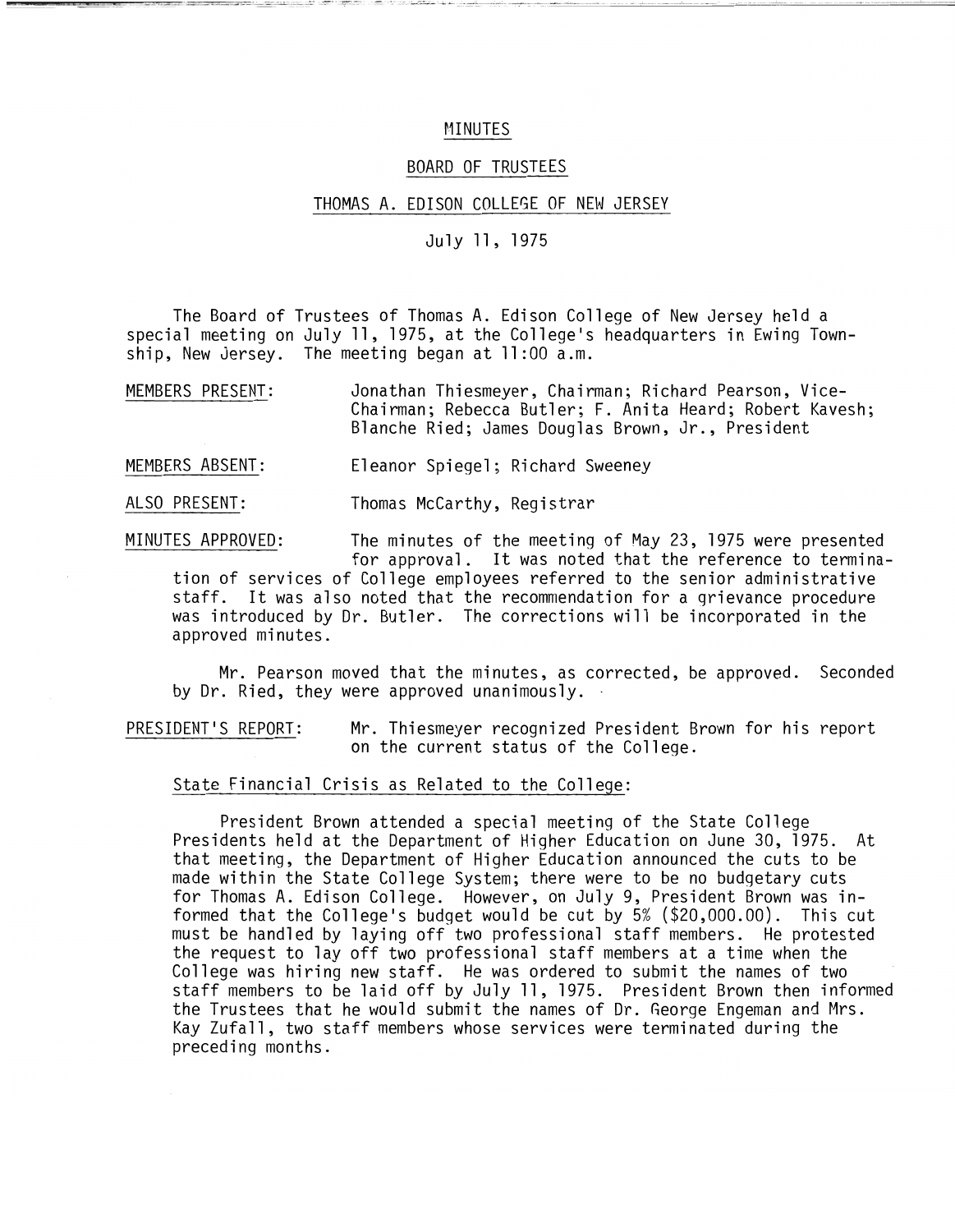# MINUTES

## BOARD OF TRUSTEES

## THOMAS A. EDISON COLLEGE OF NEW JERSEY

July 11, 1975

The Board of Trustees of Thomas A. Edison College of New Jersey held a special meeting on July 11, 1975, at the College's headquarters in Ewing Township, New Jersey. The meeting began at 11:00 a.m.

MEMBERS PRESENT: Jonathan Thiesmeyer, Chairman; Richard Pearson, Vice-Chairman; Rebecca Butler; F. Anita Heard; Robert Kavesh; Blanche Ried; James Douglas Brown, Jr., President

MEMBERS ABSENT: Eleanor Spiegel; Richard Sweeney

ALSO PRESENT: Thomas McCarthy, Registrar

MINUTES APPROVED: The minutes of the meeting of May 23, 1975 were presented for approval. It was noted that the reference to termination of services of College employees referred to the senior administrative staff. It was also noted that the recommendation for a grievance procedure was introduced by Dr. Butler. The corrections will be incorporated in the approved minutes.

Mr. Pearson moved that the minutes, as corrected, be approved. Seconded by Dr. Ried, they were approved unanimously.

PRESIDENT'S REPORT: Mr. Thiesmeyer recognized President Brown for his report on the current status of the College.

State Financial Crisis as Related to the College:

President Brown attended a special meeting of the State College Presidents held at the Department of Higher Education on June 30, 1975. At that meeting, the Department of Higher Education announced the cuts to be made within the State College System; there were to be no budgetary cuts for Thomas A. Edison College. However, on July 9, President Brown was informed that the College's budget would be cut by 5% ($20,000.00). This cut must be handled by laying off two professional staff members. He protested the request to lay off two professional staff members at a time when the College was hiring new staff. He was ordered to submit the names of two staff members to be laid off by July 11, 1975. President Brown then informed the Trustees that he would submit the names of Dr. George Engeman and Mrs. Kay Zufall, two staff members whose services were terminated during the preceding months.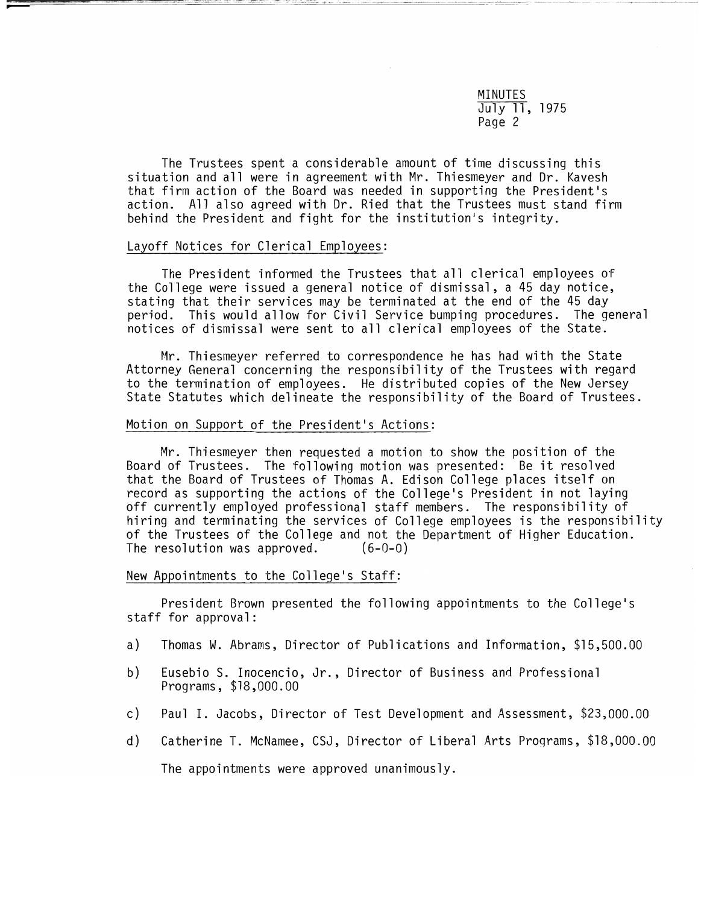The Trustees spent a considerable amount of time discussing this situation and all were in agreement with Mr. Thiesmeyer and Dr. Kavesh that firm action of the Board was needed in supporting the President's action. All also agreed with Dr. Ried that the Trustees must stand firm behind the President and fight for the institution's integrity.

Layoff Notices for Clerical Employees:

The President informed the Trustees that all clerical employees of the College were issued a general notice of dismissal, a 45 day notice, stating that their services may be terminated at the end of the 45 day period. This would allow for Civil Service bumping procedures. The general notices of dismissal were sent to all clerical employees of the State.

Mr. Thiesmeyer referred to correspondence he has had with the State Attorney General concerning the responsibility of the Trustees with regard to the termination of employees. He distributed copies of the New Jersey State Statutes which delineate the responsibility of the Board of Trustees.

Motion on Support of the President's Actions:

Mr. Thiesmeyer then requested a motion to show the position of the Board of Trustees. The following motion was presented: Be it resolved that the Board of Trustees of Thomas A. Edison College places itself on record as supporting the actions of the College's President in not laying off currently employed professional staff members. The responsibility of hiring and terminating the services of College employees is the responsibility of the Trustees of the College and not the Department of Higher Education. The resolution was approved. (6-0-0)

New Appointments to the College's Staff:

President Brown presented the following appointments to the College's staff for approval:

a) Thomas W. Abrams, Director of Publications and Information, $15,500.00

b) Eusebio S. Inocencio, Jr., Director of Business and Professional Programs, $18,000.00

c) Paul I. Jacobs, Director of Test Development and Assessment, $23,000.00

d) Catherine T. McNamee, CSJ, Director of Liberal Arts Programs, $18,000.00

The appointments were approved unanimously.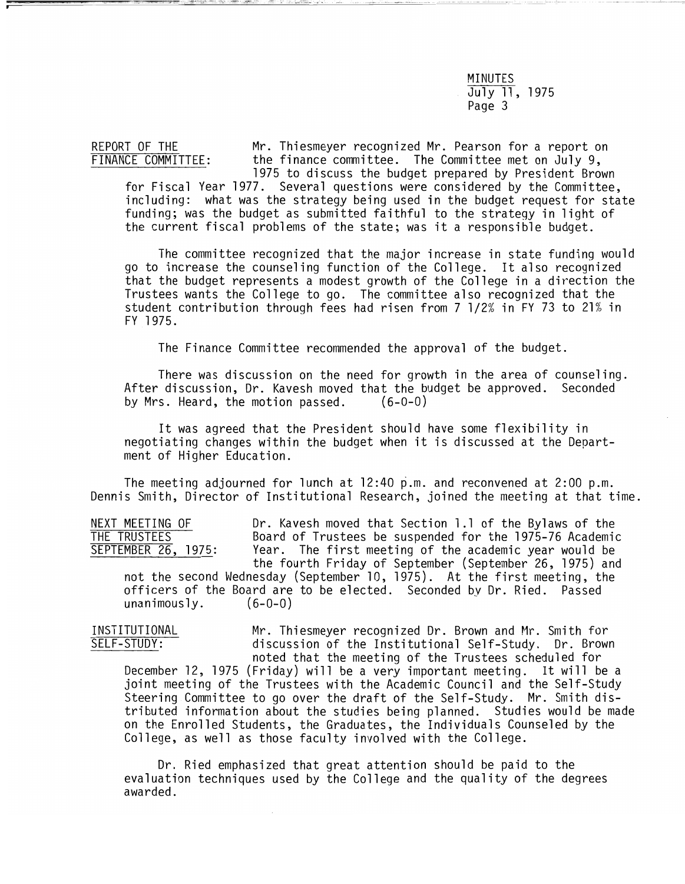REPORT OF THE FINANCE COMMITTEE: Mr. Thiesmeyer recognized Mr. Pearson for a report on the finance committee. The Committee met on July 9, 1975 to discuss the budget prepared by President Brown for Fiscal Year 1977. Several questions were considered by the Committee, including: what was the strategy being used in the budget request for state funding; was the budget as submitted faithful to the strategy in light of the current fiscal problems of the state; was it a responsible budget.

The committee recognized that the major increase in state funding would go to increase the counseling function of the College. It also recognized that the budget represents a modest growth of the College in a direction the Trustees wants the College to go. The committee also recognized that the student contribution through fees had risen from 7 1/2% in FY 73 to 21% in FY 1975.

The Finance Committee recommended the approval of the budget.

There was discussion on the need for growth in the area of counseling. After discussion, Dr. Kavesh moved that the budget be approved. Seconded by Mrs. Heard, the motion passed. (6-0-0)

It was agreed that the President should have some flexibility in negotiating changes within the budget when it is discussed at the Department of Higher Education.

The meeting adjourned for lunch at 12:40 p.m. and reconvened at 2:00 p.m. Dennis Smith, Director of Institutional Research, joined the meeting at that time.

NEXT MEETING OF THE TRUSTEES SEPTEMBER 26, 1975: Dr. Kavesh moved that Section 1.1 of the Bylaws of the Board of Trustees be suspended for the 1975-76 Academic Year. The first meeting of the academic year would be the fourth Friday of September (September 26, 1975) and not the second Wednesday (September 10, 1975). At the first meeting, the officers of the Board are to be elected. Seconded by Dr. Ried. Passed unanimously. (6-0-0)

INSTITUTIONAL SELF-STUDY: Mr. Thiesmeyer recognized Dr. Brown and Mr. Smith for discussion of the Institutional Self-Study. Dr. Brown noted that the meeting of the Trustees scheduled for December 12, 1975 (Friday) will be a very important meeting. It will be a joint meeting of the Trustees with the Academic Council and the Self-Study Steering Committee to go over the draft of the Self-Study. Mr. Smith distributed information about the studies being planned. Studies would be made on the Enrolled Students, the Graduates, the Individuals Counseled by the College, as well as those faculty involved with the College.

Dr. Ried emphasized that great attention should be paid to the evaluation techniques used by the College and the quality of the degrees awarded.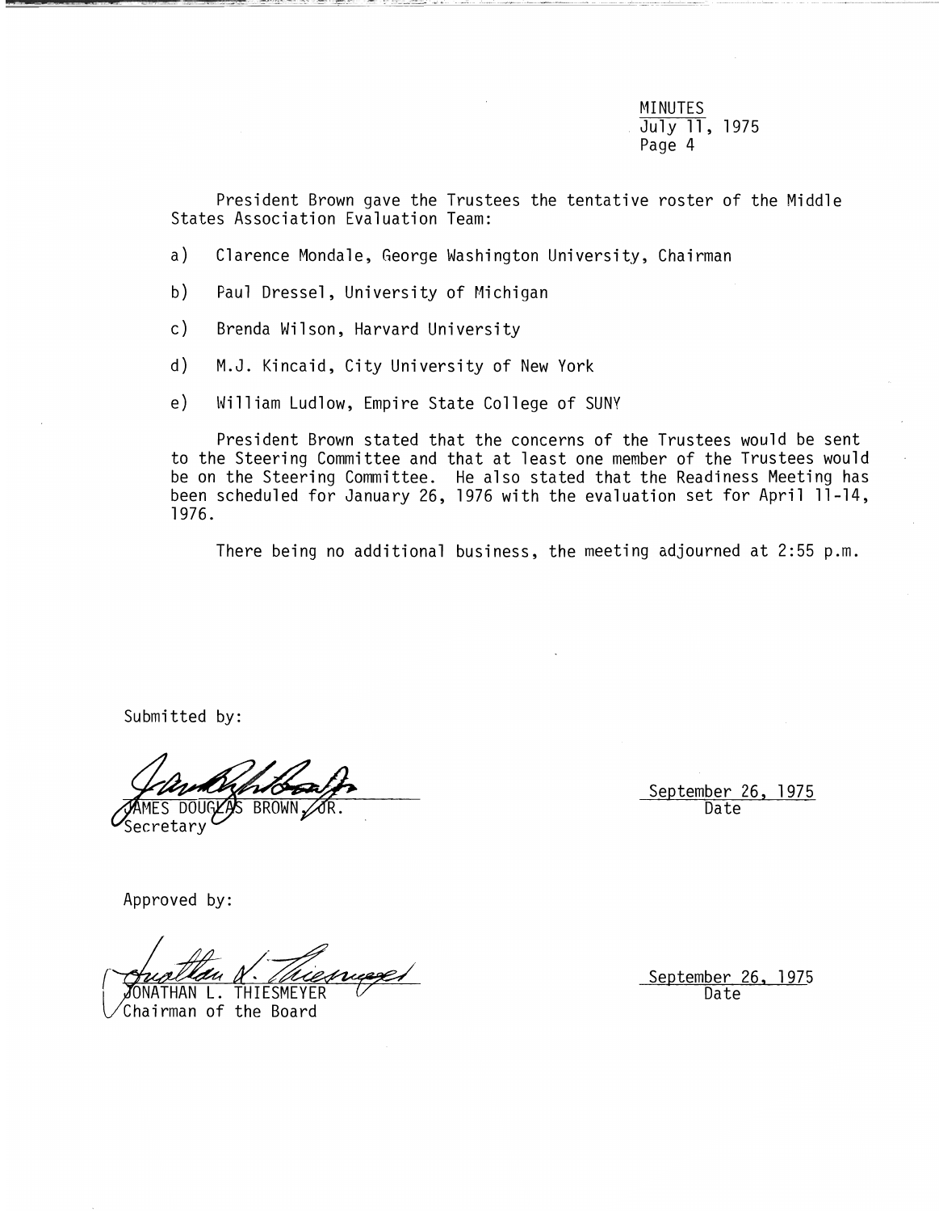President Brown gave the Trustees the tentative roster of the Middle States Association Evaluation Team:

a) Clarence Mondale, George Washington University, Chairman

b) Paul Dressel, University of Michigan

c) Brenda Wilson, Harvard University

d) M.J. Kincaid, City University of New York

e) William Ludlow, Empire State College of SUNY

President Brown stated that the concerns of the Trustees would be sent to the Steering Committee and that at least one member of the Trustees would be on the Steering Committee. He also stated that the Readiness Meeting has been scheduled for January 26, 1976 with the evaluation set for April 11-14, 1976.

There being no additional business, the meeting adjourned at 2:55 p.m.

Submitted by:

JAMES DOUGLAS BROWN, JR.
Secretary

September 26, 1975
Date

Approved by:

JONATHAN L. THIESMEYER
Chairman of the Board

September 26, 1975
Date